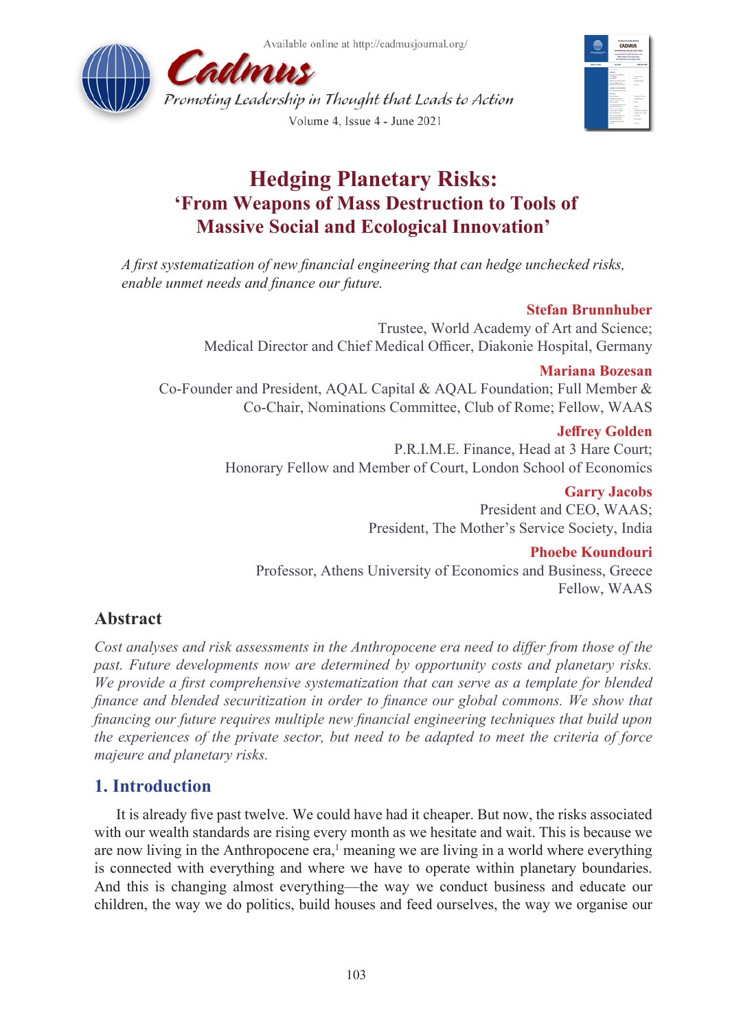Available online at http://cadmusjournal.org/

# Hedging Planetary Risks: 'From Weapons of Mass Destruction to Tools of Massive Social and Ecological Innovation'

*A first systematization of new financial engineering that can hedge unchecked risks, enable unmet needs and finance our future.*

**Stefan Brunnhuber**
Trustee, World Academy of Art and Science;
Medical Director and Chief Medical Officer, Diakonie Hospital, Germany

**Mariana Bozesan**
Co-Founder and President, AQAL Capital & AQAL Foundation; Full Member & Co-Chair, Nominations Committee, Club of Rome; Fellow, WAAS

**Jeffrey Golden**
P.R.I.M.E. Finance, Head at 3 Hare Court;
Honorary Fellow and Member of Court, London School of Economics

**Garry Jacobs**
President and CEO, WAAS;
President, The Mother's Service Society, India

**Phoebe Koundouri**
Professor, Athens University of Economics and Business, Greece
Fellow, WAAS

## Abstract

*Cost analyses and risk assessments in the Anthropocene era need to differ from those of the past. Future developments now are determined by opportunity costs and planetary risks. We provide a first comprehensive systematization that can serve as a template for blended finance and blended securitization in order to finance our global commons. We show that financing our future requires multiple new financial engineering techniques that build upon the experiences of the private sector, but need to be adapted to meet the criteria of force majeure and planetary risks.*

## 1. Introduction

It is already five past twelve. We could have had it cheaper. But now, the risks associated with our wealth standards are rising every month as we hesitate and wait. This is because we are now living in the Anthropocene era,[1] meaning we are living in a world where everything is connected with everything and where we have to operate within planetary boundaries. And this is changing almost everything—the way we conduct business and educate our children, the way we do politics, build houses and feed ourselves, the way we organise our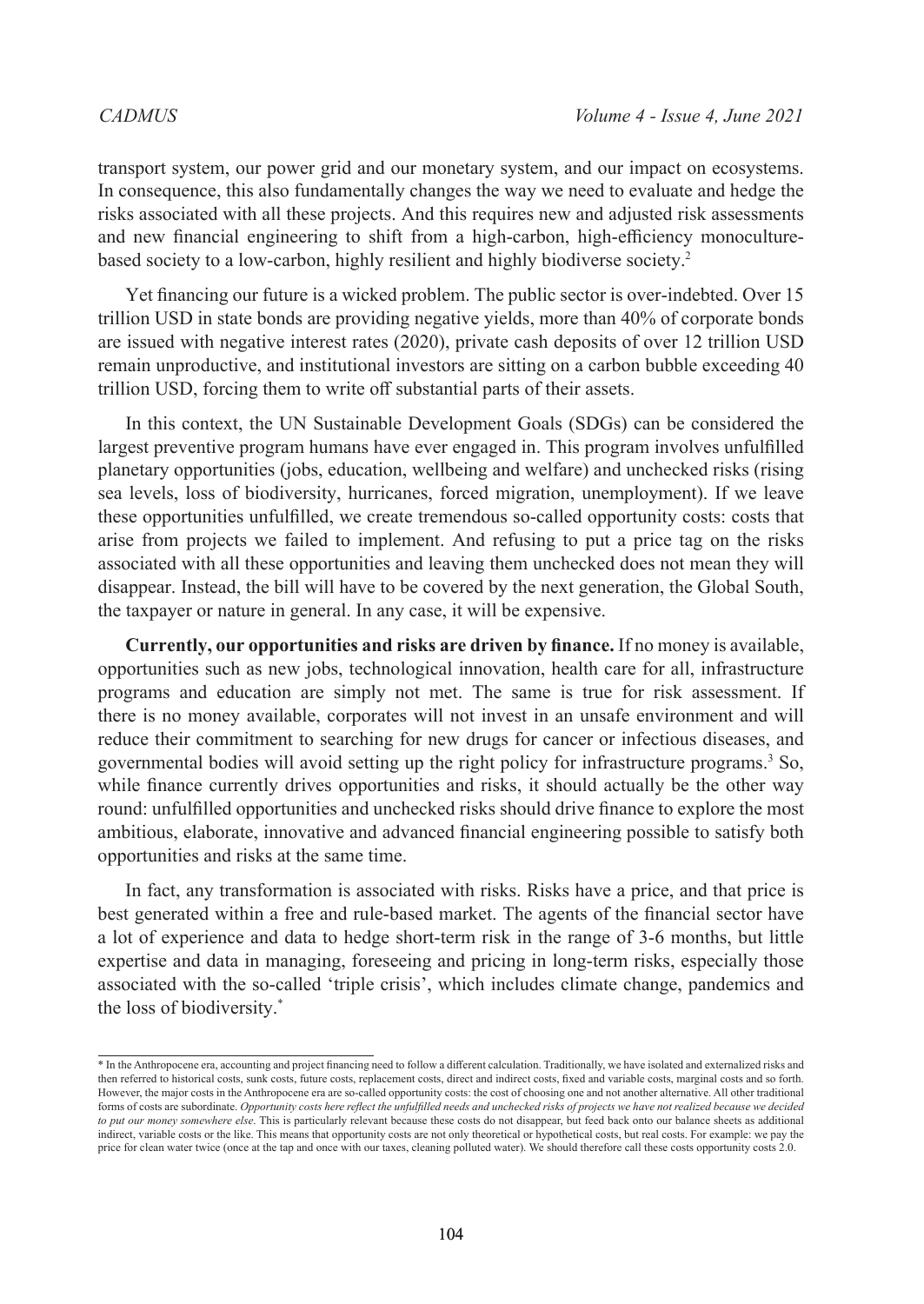transport system, our power grid and our monetary system, and our impact on ecosystems. In consequence, this also fundamentally changes the way we need to evaluate and hedge the risks associated with all these projects. And this requires new and adjusted risk assessments and new financial engineering to shift from a high-carbon, high-efficiency monoculture-based society to a low-carbon, highly resilient and highly biodiverse society.[2]

Yet financing our future is a wicked problem. The public sector is over-indebted. Over 15 trillion USD in state bonds are providing negative yields, more than 40% of corporate bonds are issued with negative interest rates (2020), private cash deposits of over 12 trillion USD remain unproductive, and institutional investors are sitting on a carbon bubble exceeding 40 trillion USD, forcing them to write off substantial parts of their assets.

In this context, the UN Sustainable Development Goals (SDGs) can be considered the largest preventive program humans have ever engaged in. This program involves unfulfilled planetary opportunities (jobs, education, wellbeing and welfare) and unchecked risks (rising sea levels, loss of biodiversity, hurricanes, forced migration, unemployment). If we leave these opportunities unfulfilled, we create tremendous so-called opportunity costs: costs that arise from projects we failed to implement. And refusing to put a price tag on the risks associated with all these opportunities and leaving them unchecked does not mean they will disappear. Instead, the bill will have to be covered by the next generation, the Global South, the taxpayer or nature in general. In any case, it will be expensive.

**Currently, our opportunities and risks are driven by finance.** If no money is available, opportunities such as new jobs, technological innovation, health care for all, infrastructure programs and education are simply not met. The same is true for risk assessment. If there is no money available, corporates will not invest in an unsafe environment and will reduce their commitment to searching for new drugs for cancer or infectious diseases, and governmental bodies will avoid setting up the right policy for infrastructure programs.[3] So, while finance currently drives opportunities and risks, it should actually be the other way round: unfulfilled opportunities and unchecked risks should drive finance to explore the most ambitious, elaborate, innovative and advanced financial engineering possible to satisfy both opportunities and risks at the same time.

In fact, any transformation is associated with risks. Risks have a price, and that price is best generated within a free and rule-based market. The agents of the financial sector have a lot of experience and data to hedge short-term risk in the range of 3-6 months, but little expertise and data in managing, foreseeing and pricing in long-term risks, especially those associated with the so-called 'triple crisis', which includes climate change, pandemics and the loss of biodiversity.[*]

---

[*] In the Anthropocene era, accounting and project financing need to follow a different calculation. Traditionally, we have isolated and externalized risks and then referred to historical costs, sunk costs, future costs, replacement costs, direct and indirect costs, fixed and variable costs, marginal costs and so forth. However, the major costs in the Anthropocene era are so-called opportunity costs: the cost of choosing one and not another alternative. All other traditional forms of costs are subordinate. *Opportunity costs here reflect the unfulfilled needs and unchecked risks of projects we have not realized because we decided to put our money somewhere else*. This is particularly relevant because these costs do not disappear, but feed back onto our balance sheets as additional indirect, variable costs or the like. This means that opportunity costs are not only theoretical or hypothetical costs, but real costs. For example: we pay the price for clean water twice (once at the tap and once with our taxes, cleaning polluted water). We should therefore call these costs opportunity costs 2.0.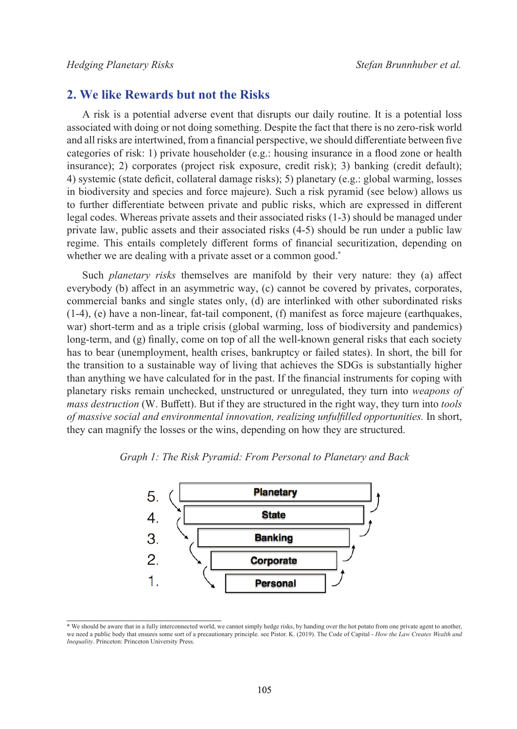## 2. We like Rewards but not the Risks

A risk is a potential adverse event that disrupts our daily routine. It is a potential loss associated with doing or not doing something. Despite the fact that there is no zero-risk world and all risks are intertwined, from a financial perspective, we should differentiate between five categories of risk: 1) private householder (e.g.: housing insurance in a flood zone or health insurance); 2) corporates (project risk exposure, credit risk); 3) banking (credit default); 4) systemic (state deficit, collateral damage risks); 5) planetary (e.g.: global warming, losses in biodiversity and species and force majeure). Such a risk pyramid (see below) allows us to further differentiate between private and public risks, which are expressed in different legal codes. Whereas private assets and their associated risks (1-3) should be managed under private law, public assets and their associated risks (4-5) should be run under a public law regime. This entails completely different forms of financial securitization, depending on whether we are dealing with a private asset or a common good.*

Such *planetary risks* themselves are manifold by their very nature: they (a) affect everybody (b) affect in an asymmetric way, (c) cannot be covered by privates, corporates, commercial banks and single states only, (d) are interlinked with other subordinated risks (1-4), (e) have a non-linear, fat-tail component, (f) manifest as force majeure (earthquakes, war) short-term and as a triple crisis (global warming, loss of biodiversity and pandemics) long-term, and (g) finally, come on top of all the well-known general risks that each society has to bear (unemployment, health crises, bankruptcy or failed states). In short, the bill for the transition to a sustainable way of living that achieves the SDGs is substantially higher than anything we have calculated for in the past. If the financial instruments for coping with planetary risks remain unchecked, unstructured or unregulated, they turn into *weapons of mass destruction* (W. Buffett). But if they are structured in the right way, they turn into *tools of massive social and environmental innovation, realizing unfulfilled opportunities.* In short, they can magnify the losses or the wins, depending on how they are structured.

*Graph 1: The Risk Pyramid: From Personal to Planetary and Back*

5. **Planetary**
4. **State**
3. **Banking**
2. **Corporate**
1. **Personal**

---

\* We should be aware that in a fully interconnected world, we cannot simply hedge risks, by handing over the hot potato from one private agent to another, we need a public body that ensures some sort of a precautionary principle. see Pistor. K. (2019). The Code of Capital - *How the Law Creates Wealth and Inequality*. Princeton: Princeton University Press.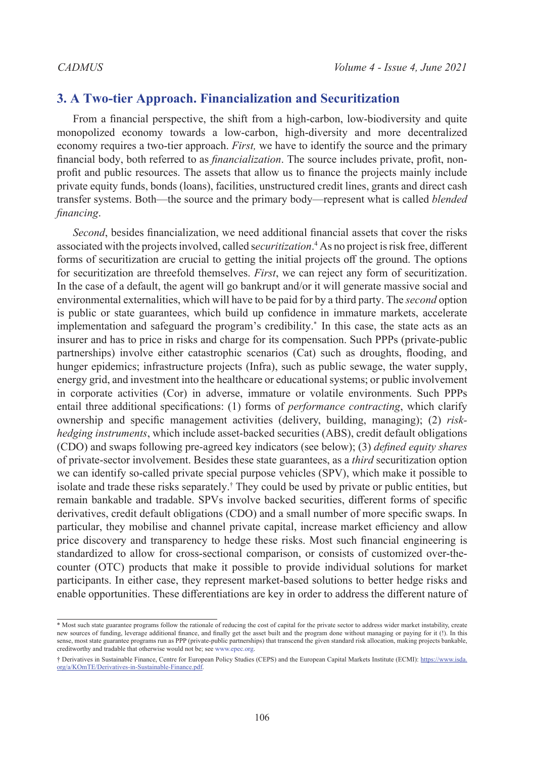## 3. A Two-tier Approach. Financialization and Securitization

From a financial perspective, the shift from a high-carbon, low-biodiversity and quite monopolized economy towards a low-carbon, high-diversity and more decentralized economy requires a two-tier approach. *First,* we have to identify the source and the primary financial body, both referred to as *financialization*. The source includes private, profit, non-profit and public resources. The assets that allow us to finance the projects mainly include private equity funds, bonds (loans), facilities, unstructured credit lines, grants and direct cash transfer systems. Both—the source and the primary body—represent what is called *blended financing*.

*Second*, besides financialization, we need additional financial assets that cover the risks associated with the projects involved, called *securitization*.[4] As no project is risk free, different forms of securitization are crucial to getting the initial projects off the ground. The options for securitization are threefold themselves. *First*, we can reject any form of securitization. In the case of a default, the agent will go bankrupt and/or it will generate massive social and environmental externalities, which will have to be paid for by a third party. The *second* option is public or state guarantees, which build up confidence in immature markets, accelerate implementation and safeguard the program's credibility.[*] In this case, the state acts as an insurer and has to price in risks and charge for its compensation. Such PPPs (private-public partnerships) involve either catastrophic scenarios (Cat) such as droughts, flooding, and hunger epidemics; infrastructure projects (Infra), such as public sewage, the water supply, energy grid, and investment into the healthcare or educational systems; or public involvement in corporate activities (Cor) in adverse, immature or volatile environments. Such PPPs entail three additional specifications: (1) forms of *performance contracting*, which clarify ownership and specific management activities (delivery, building, managing); (2) *risk-hedging instruments*, which include asset-backed securities (ABS), credit default obligations (CDO) and swaps following pre-agreed key indicators (see below); (3) *defined equity shares* of private-sector involvement. Besides these state guarantees, as a *third* securitization option we can identify so-called private special purpose vehicles (SPV), which make it possible to isolate and trade these risks separately.[†] They could be used by private or public entities, but remain bankable and tradable. SPVs involve backed securities, different forms of specific derivatives, credit default obligations (CDO) and a small number of more specific swaps. In particular, they mobilise and channel private capital, increase market efficiency and allow price discovery and transparency to hedge these risks. Most such financial engineering is standardized to allow for cross-sectional comparison, or consists of customized over-the-counter (OTC) products that make it possible to provide individual solutions for market participants. In either case, they represent market-based solutions to better hedge risks and enable opportunities. These differentiations are key in order to address the different nature of

---

[*] Most such state guarantee programs follow the rationale of reducing the cost of capital for the private sector to address wider market instability, create new sources of funding, leverage additional finance, and finally get the asset built and the program done without managing or paying for it (!). In this sense, most state guarantee programs run as PPP (private-public partnerships) that transcend the given standard risk allocation, making projects bankable, creditworthy and tradable that otherwise would not be; see www.epec.org.

[†] Derivatives in Sustainable Finance, Centre for European Policy Studies (CEPS) and the European Capital Markets Institute (ECMI): https://www.isda.org/a/KOmTE/Derivatives-in-Sustainable-Finance.pdf.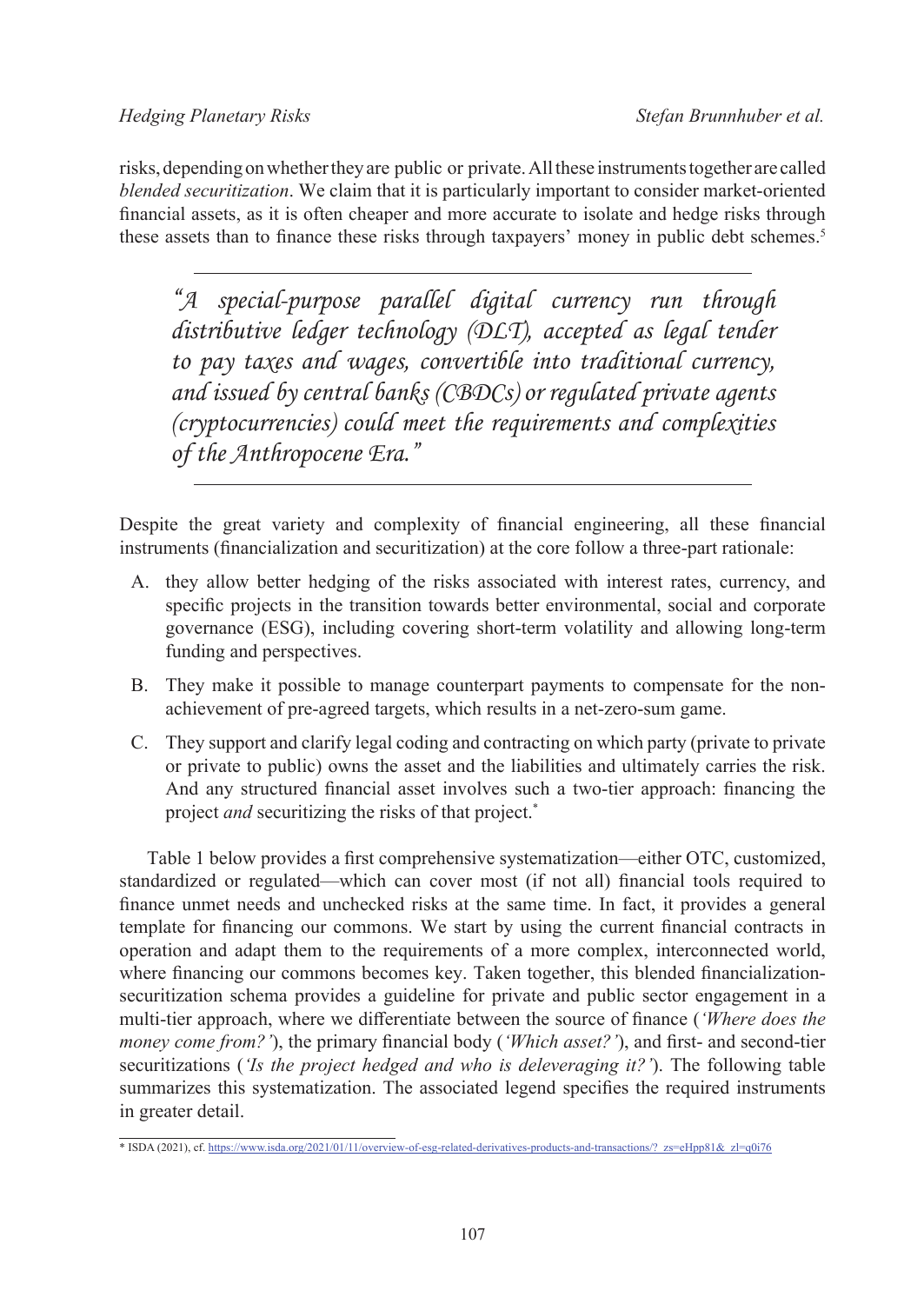risks, depending on whether they are public or private. All these instruments together are called *blended securitization*. We claim that it is particularly important to consider market-oriented financial assets, as it is often cheaper and more accurate to isolate and hedge risks through these assets than to finance these risks through taxpayers' money in public debt schemes.[5]

> *"A special-purpose parallel digital currency run through distributive ledger technology (DLT), accepted as legal tender to pay taxes and wages, convertible into traditional currency, and issued by central banks (CBDCs) or regulated private agents (cryptocurrencies) could meet the requirements and complexities of the Anthropocene Era."*

Despite the great variety and complexity of financial engineering, all these financial instruments (financialization and securitization) at the core follow a three-part rationale:

A. they allow better hedging of the risks associated with interest rates, currency, and specific projects in the transition towards better environmental, social and corporate governance (ESG), including covering short-term volatility and allowing long-term funding and perspectives.

B. They make it possible to manage counterpart payments to compensate for the non-achievement of pre-agreed targets, which results in a net-zero-sum game.

C. They support and clarify legal coding and contracting on which party (private to private or private to public) owns the asset and the liabilities and ultimately carries the risk. And any structured financial asset involves such a two-tier approach: financing the project *and* securitizing the risks of that project.[*]

Table 1 below provides a first comprehensive systematization—either OTC, customized, standardized or regulated—which can cover most (if not all) financial tools required to finance unmet needs and unchecked risks at the same time. In fact, it provides a general template for financing our commons. We start by using the current financial contracts in operation and adapt them to the requirements of a more complex, interconnected world, where financing our commons becomes key. Taken together, this blended financialization-securitization schema provides a guideline for private and public sector engagement in a multi-tier approach, where we differentiate between the source of finance (*'Where does the money come from?'*), the primary financial body (*'Which asset?'*), and first- and second-tier securitizations (*'Is the project hedged and who is deleveraging it?'*). The following table summarizes this systematization. The associated legend specifies the required instruments in greater detail.

---

[*] ISDA (2021), cf. https://www.isda.org/2021/01/11/overview-of-esg-related-derivatives-products-and-transactions/?_zs=eHpp81&_zl=q0i76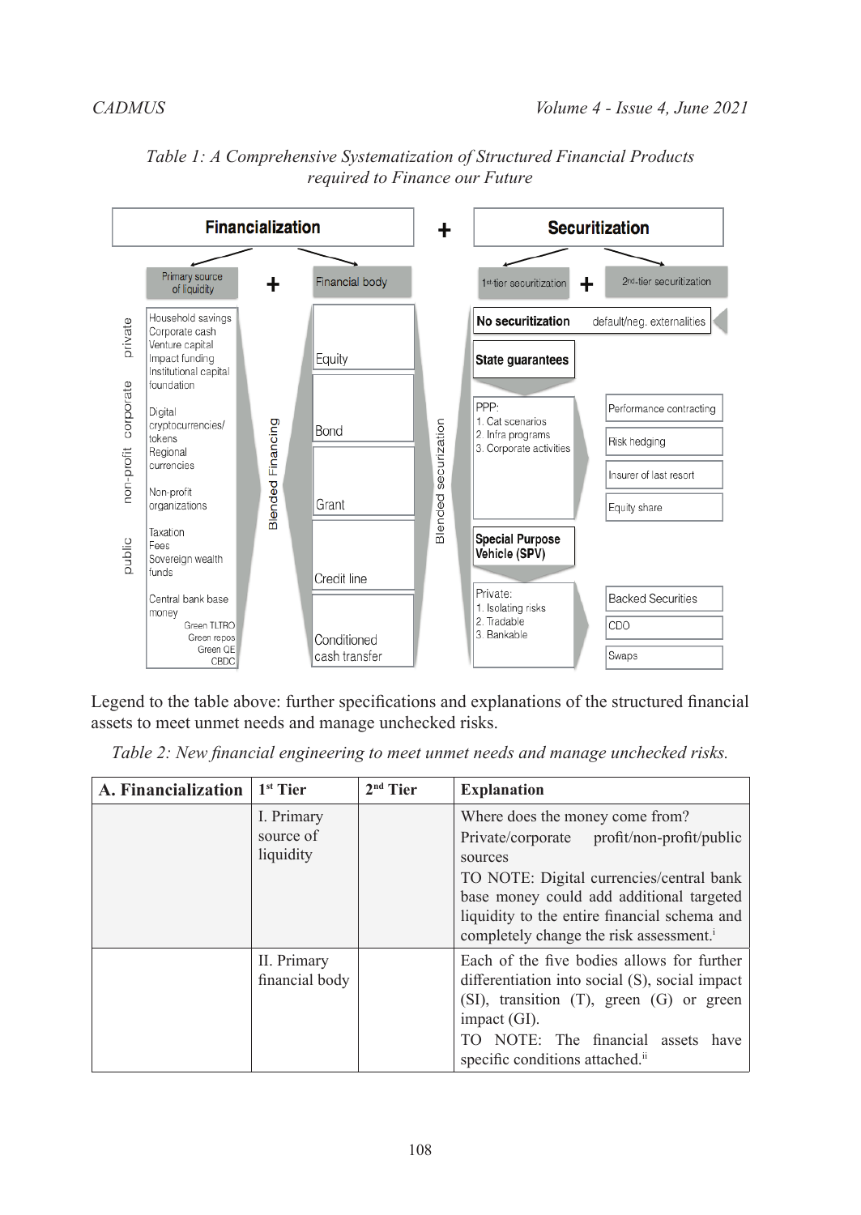*Table 1: A Comprehensive Systematization of Structured Financial Products required to Finance our Future*

**Financialization** + **Securitization**

| Financialization | | | Securitization | |
|---|---|---|---|---|
| Primary source of liquidity | + Financial body | | 1st-tier securitization | + 2nd-tier securitization |
| **private:** Household savings, Corporate cash, Venture capital, Impact funding, Institutional capital, foundation | Equity | | **No securitization** | default/neg. externalities |
| **corporate:** Digital cryptocurrencies/ tokens, Regional currencies | Bond | | **State guarantees** | |
| **non-profit:** Non-profit organizations | Grant | | PPP: 1. Cat scenarios 2. Infra programs 3. Corporate activities | Performance contracting; Risk hedging; Insurer of last resort; Equity share |
| **public:** Taxation, Fees, Sovereign wealth funds | Credit line | | **Special Purpose Vehicle (SPV)** | |
| Central bank base money: Green TLTRO, Green repos, Green QE, CBDC | Conditioned cash transfer | | Private: 1. Isolating risks 2. Tradable 3. Bankable | Backed Securities; CDO; Swaps |
| | Blended Financing | | Blended securization | |

Legend to the table above: further specifications and explanations of the structured financial assets to meet unmet needs and manage unchecked risks.

*Table 2: New financial engineering to meet unmet needs and manage unchecked risks.*

| A. Financialization | 1st Tier | 2nd Tier | Explanation |
|---|---|---|---|
| | I. Primary source of liquidity | | Where does the money come from? Private/corporate profit/non-profit/public sources<br>TO NOTE: Digital currencies/central bank base money could add additional targeted liquidity to the entire financial schema and completely change the risk assessment.[i] |
| | II. Primary financial body | | Each of the five bodies allows for further differentiation into social (S), social impact (SI), transition (T), green (G) or green impact (GI).<br>TO NOTE: The financial assets have specific conditions attached.[ii] |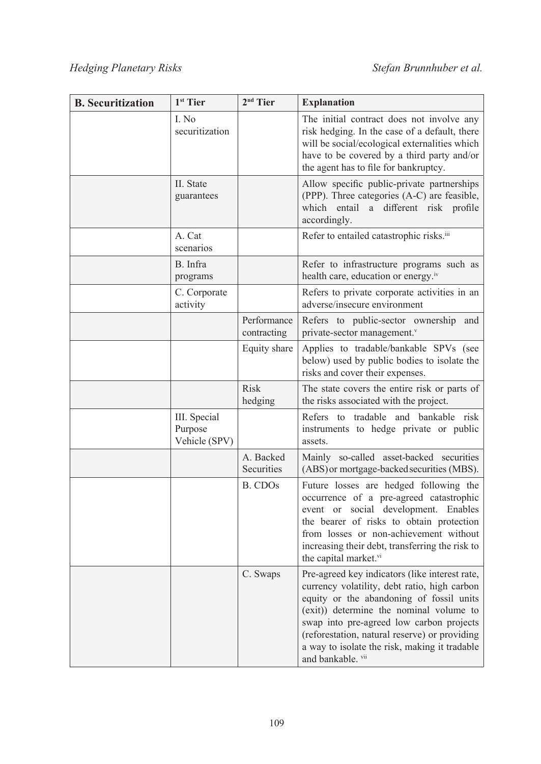| B. Securitization | 1st Tier | 2nd Tier | Explanation |
|---|---|---|---|
| | I. No securitization | | The initial contract does not involve any risk hedging. In the case of a default, there will be social/ecological externalities which have to be covered by a third party and/or the agent has to file for bankruptcy. |
| | II. State guarantees | | Allow specific public-private partnerships (PPP). Three categories (A-C) are feasible, which entail a different risk profile accordingly. |
| | A. Cat scenarios | | Refer to entailed catastrophic risks.[iii] |
| | B. Infra programs | | Refer to infrastructure programs such as health care, education or energy.[iv] |
| | C. Corporate activity | | Refers to private corporate activities in an adverse/insecure environment |
| | | Performance contracting | Refers to public-sector ownership and private-sector management.[v] |
| | | Equity share | Applies to tradable/bankable SPVs (see below) used by public bodies to isolate the risks and cover their expenses. |
| | | Risk hedging | The state covers the entire risk or parts of the risks associated with the project. |
| | III. Special Purpose Vehicle (SPV) | | Refers to tradable and bankable risk instruments to hedge private or public assets. |
| | | A. Backed Securities | Mainly so-called asset-backed securities (ABS) or mortgage-backed securities (MBS). |
| | | B. CDOs | Future losses are hedged following the occurrence of a pre-agreed catastrophic event or social development. Enables the bearer of risks to obtain protection from losses or non-achievement without increasing their debt, transferring the risk to the capital market.[vi] |
| | | C. Swaps | Pre-agreed key indicators (like interest rate, currency volatility, debt ratio, high carbon equity or the abandoning of fossil units (exit)) determine the nominal volume to swap into pre-agreed low carbon projects (reforestation, natural reserve) or providing a way to isolate the risk, making it tradable and bankable. [vii] |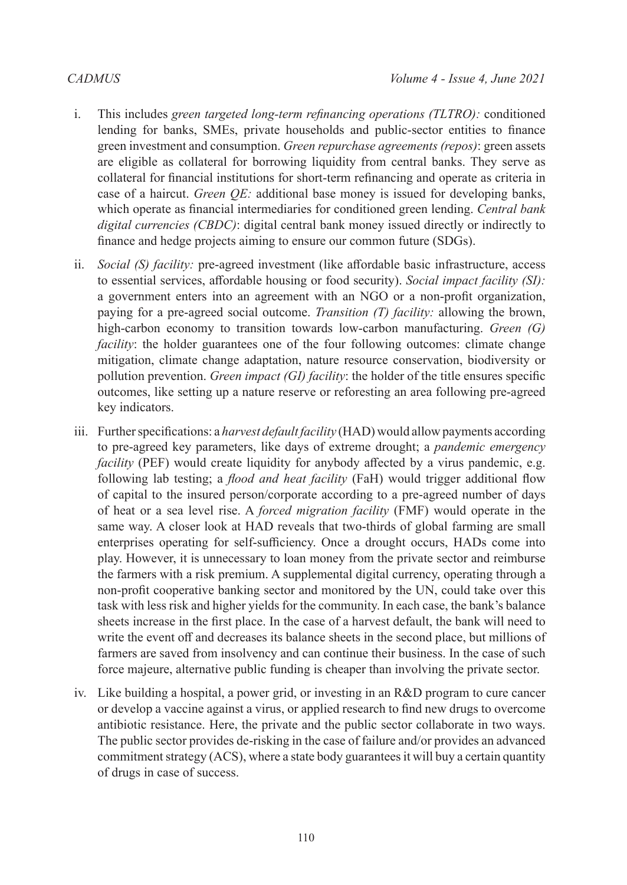i. This includes *green targeted long-term refinancing operations (TLTRO):* conditioned lending for banks, SMEs, private households and public-sector entities to finance green investment and consumption. *Green repurchase agreements (repos)*: green assets are eligible as collateral for borrowing liquidity from central banks. They serve as collateral for financial institutions for short-term refinancing and operate as criteria in case of a haircut. *Green QE:* additional base money is issued for developing banks, which operate as financial intermediaries for conditioned green lending. *Central bank digital currencies (CBDC)*: digital central bank money issued directly or indirectly to finance and hedge projects aiming to ensure our common future (SDGs).

ii. *Social (S) facility:* pre-agreed investment (like affordable basic infrastructure, access to essential services, affordable housing or food security). *Social impact facility (SI):* a government enters into an agreement with an NGO or a non-profit organization, paying for a pre-agreed social outcome. *Transition (T) facility:* allowing the brown, high-carbon economy to transition towards low-carbon manufacturing. *Green (G) facility*: the holder guarantees one of the four following outcomes: climate change mitigation, climate change adaptation, nature resource conservation, biodiversity or pollution prevention. *Green impact (GI) facility*: the holder of the title ensures specific outcomes, like setting up a nature reserve or reforesting an area following pre-agreed key indicators.

iii. Further specifications: a *harvest default facility* (HAD) would allow payments according to pre-agreed key parameters, like days of extreme drought; a *pandemic emergency facility* (PEF) would create liquidity for anybody affected by a virus pandemic, e.g. following lab testing; a *flood and heat facility* (FaH) would trigger additional flow of capital to the insured person/corporate according to a pre-agreed number of days of heat or a sea level rise. A *forced migration facility* (FMF) would operate in the same way. A closer look at HAD reveals that two-thirds of global farming are small enterprises operating for self-sufficiency. Once a drought occurs, HADs come into play. However, it is unnecessary to loan money from the private sector and reimburse the farmers with a risk premium. A supplemental digital currency, operating through a non-profit cooperative banking sector and monitored by the UN, could take over this task with less risk and higher yields for the community. In each case, the bank's balance sheets increase in the first place. In the case of a harvest default, the bank will need to write the event off and decreases its balance sheets in the second place, but millions of farmers are saved from insolvency and can continue their business. In the case of such force majeure, alternative public funding is cheaper than involving the private sector.

iv. Like building a hospital, a power grid, or investing in an R&D program to cure cancer or develop a vaccine against a virus, or applied research to find new drugs to overcome antibiotic resistance. Here, the private and the public sector collaborate in two ways. The public sector provides de-risking in the case of failure and/or provides an advanced commitment strategy (ACS), where a state body guarantees it will buy a certain quantity of drugs in case of success.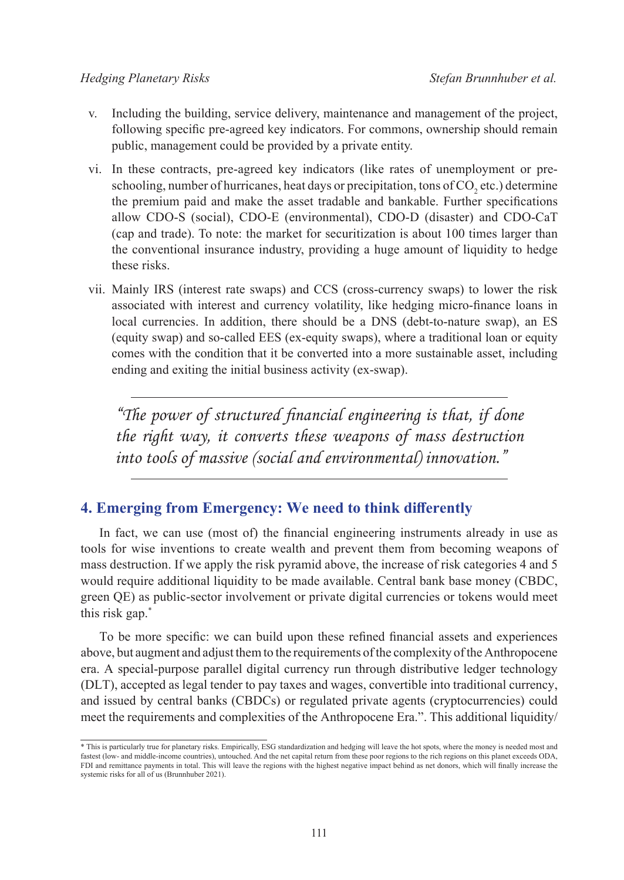v. Including the building, service delivery, maintenance and management of the project, following specific pre-agreed key indicators. For commons, ownership should remain public, management could be provided by a private entity.

vi. In these contracts, pre-agreed key indicators (like rates of unemployment or pre-schooling, number of hurricanes, heat days or precipitation, tons of $CO_2$ etc.) determine the premium paid and make the asset tradable and bankable. Further specifications allow CDO-S (social), CDO-E (environmental), CDO-D (disaster) and CDO-CaT (cap and trade). To note: the market for securitization is about 100 times larger than the conventional insurance industry, providing a huge amount of liquidity to hedge these risks.

vii. Mainly IRS (interest rate swaps) and CCS (cross-currency swaps) to lower the risk associated with interest and currency volatility, like hedging micro-finance loans in local currencies. In addition, there should be a DNS (debt-to-nature swap), an ES (equity swap) and so-called EES (ex-equity swaps), where a traditional loan or equity comes with the condition that it be converted into a more sustainable asset, including ending and exiting the initial business activity (ex-swap).

> *"The power of structured financial engineering is that, if done the right way, it converts these weapons of mass destruction into tools of massive (social and environmental) innovation."*

## 4. Emerging from Emergency: We need to think differently

In fact, we can use (most of) the financial engineering instruments already in use as tools for wise inventions to create wealth and prevent them from becoming weapons of mass destruction. If we apply the risk pyramid above, the increase of risk categories 4 and 5 would require additional liquidity to be made available. Central bank base money (CBDC, green QE) as public-sector involvement or private digital currencies or tokens would meet this risk gap.*

To be more specific: we can build upon these refined financial assets and experiences above, but augment and adjust them to the requirements of the complexity of the Anthropocene era. A special-purpose parallel digital currency run through distributive ledger technology (DLT), accepted as legal tender to pay taxes and wages, convertible into traditional currency, and issued by central banks (CBDCs) or regulated private agents (cryptocurrencies) could meet the requirements and complexities of the Anthropocene Era.". This additional liquidity/

---

* This is particularly true for planetary risks. Empirically, ESG standardization and hedging will leave the hot spots, where the money is needed most and fastest (low- and middle-income countries), untouched. And the net capital return from these poor regions to the rich regions on this planet exceeds ODA, FDI and remittance payments in total. This will leave the regions with the highest negative impact behind as net donors, which will finally increase the systemic risks for all of us (Brunnhuber 2021).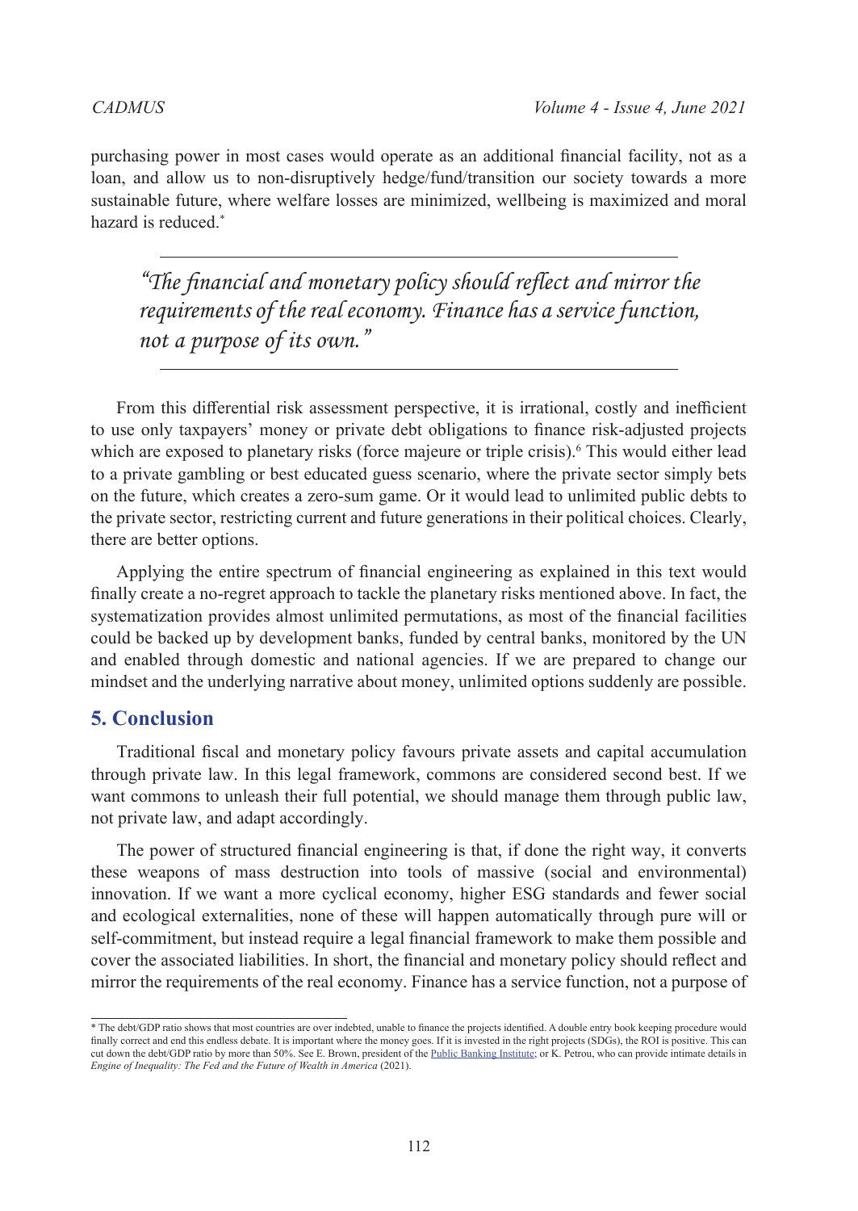purchasing power in most cases would operate as an additional financial facility, not as a loan, and allow us to non-disruptively hedge/fund/transition our society towards a more sustainable future, where welfare losses are minimized, wellbeing is maximized and moral hazard is reduced.*

---

> *"The financial and monetary policy should reflect and mirror the requirements of the real economy. Finance has a service function, not a purpose of its own."*

---

From this differential risk assessment perspective, it is irrational, costly and inefficient to use only taxpayers' money or private debt obligations to finance risk-adjusted projects which are exposed to planetary risks (force majeure or triple crisis).[6] This would either lead to a private gambling or best educated guess scenario, where the private sector simply bets on the future, which creates a zero-sum game. Or it would lead to unlimited public debts to the private sector, restricting current and future generations in their political choices. Clearly, there are better options.

Applying the entire spectrum of financial engineering as explained in this text would finally create a no-regret approach to tackle the planetary risks mentioned above. In fact, the systematization provides almost unlimited permutations, as most of the financial facilities could be backed up by development banks, funded by central banks, monitored by the UN and enabled through domestic and national agencies. If we are prepared to change our mindset and the underlying narrative about money, unlimited options suddenly are possible.

## 5. Conclusion

Traditional fiscal and monetary policy favours private assets and capital accumulation through private law. In this legal framework, commons are considered second best. If we want commons to unleash their full potential, we should manage them through public law, not private law, and adapt accordingly.

The power of structured financial engineering is that, if done the right way, it converts these weapons of mass destruction into tools of massive (social and environmental) innovation. If we want a more cyclical economy, higher ESG standards and fewer social and ecological externalities, none of these will happen automatically through pure will or self-commitment, but instead require a legal financial framework to make them possible and cover the associated liabilities. In short, the financial and monetary policy should reflect and mirror the requirements of the real economy. Finance has a service function, not a purpose of

---

* The debt/GDP ratio shows that most countries are over indebted, unable to finance the projects identified. A double entry book keeping procedure would finally correct and end this endless debate. It is important where the money goes. If it is invested in the right projects (SDGs), the ROI is positive. This can cut down the debt/GDP ratio by more than 50%. See E. Brown, president of the Public Banking Institute; or K. Petrou, who can provide intimate details in *Engine of Inequality: The Fed and the Future of Wealth in America* (2021).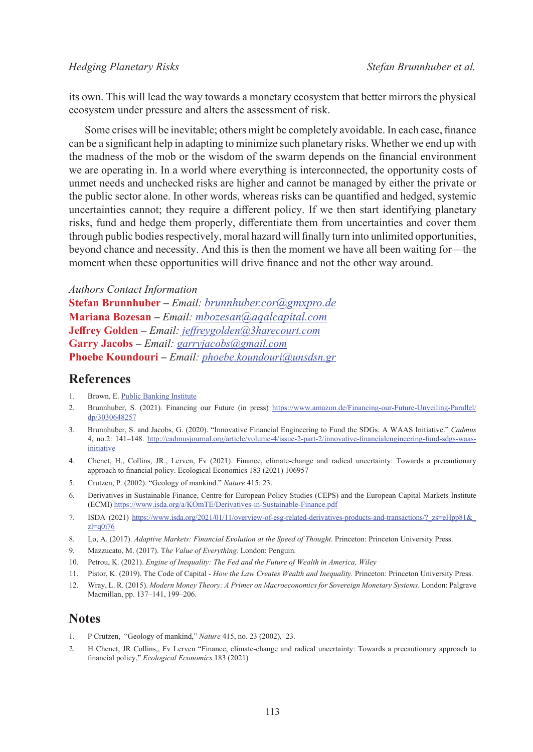its own. This will lead the way towards a monetary ecosystem that better mirrors the physical ecosystem under pressure and alters the assessment of risk.

Some crises will be inevitable; others might be completely avoidable. In each case, finance can be a significant help in adapting to minimize such planetary risks. Whether we end up with the madness of the mob or the wisdom of the swarm depends on the financial environment we are operating in. In a world where everything is interconnected, the opportunity costs of unmet needs and unchecked risks are higher and cannot be managed by either the private or the public sector alone. In other words, whereas risks can be quantified and hedged, systemic uncertainties cannot; they require a different policy. If we then start identifying planetary risks, fund and hedge them properly, differentiate them from uncertainties and cover them through public bodies respectively, moral hazard will finally turn into unlimited opportunities, beyond chance and necessity. And this is then the moment we have all been waiting for—the moment when these opportunities will drive finance and not the other way around.

*Authors Contact Information*
**Stefan Brunnhuber** – *Email: brunnhuber.cor@gmxpro.de*
**Mariana Bozesan** – *Email: mbozesan@aqalcapital.com*
**Jeffrey Golden** – *Email: jeffreygolden@3harecourt.com*
**Garry Jacobs** – *Email: garryjacobs@gmail.com*
**Phoebe Koundouri** – *Email: phoebe.koundouri@unsdsn.gr*

## References

1. Brown, E. Public Banking Institute
2. Brunnhuber, S. (2021). Financing our Future (in press) https://www.amazon.de/Financing-our-Future-Unveiling-Parallel/dp/3030648257
3. Brunnhuber, S. and Jacobs, G. (2020). "Innovative Financial Engineering to Fund the SDGs: A WAAS Initiative." *Cadmus* 4, no.2: 141–148. http://cadmusjournal.org/article/volume-4/issue-2-part-2/innovative-financialengineering-fund-sdgs-waas-initiative
4. Chenet, H., Collins, JR., Lerven, Fv (2021). Finance, climate-change and radical uncertainty: Towards a precautionary approach to financial policy. Ecological Economics 183 (2021) 106957
5. Crutzen, P. (2002). "Geology of mankind." *Nature* 415: 23.
6. Derivatives in Sustainable Finance, Centre for European Policy Studies (CEPS) and the European Capital Markets Institute (ECMI) https://www.isda.org/a/KOmTE/Derivatives-in-Sustainable-Finance.pdf
7. ISDA (2021) https://www.isda.org/2021/01/11/overview-of-esg-related-derivatives-products-and-transactions/?_zs=eHpp81&_zl=q0i76
8. Lo, A. (2017). *Adaptive Markets: Financial Evolution at the Speed of Thought*. Princeton: Princeton University Press.
9. Mazzucato, M. (2017). T*he Value of Everything*. London: Penguin.
10. Petrou, K. (2021). *Engine of Inequality: The Fed and the Future of Wealth in America, Wiley*
11. Pistor, K. (2019). The Code of Capital - *How the Law Creates Wealth and Inequality.* Princeton: Princeton University Press.
12. Wray, L. R. (2015). *Modern Money Theory: A Primer on Macroeconomics for Sovereign Monetary Systems*. London: Palgrave Macmillan, pp. 137–141, 199–206.

## Notes

1. P Crutzen, "Geology of mankind," *Nature* 415, no. 23 (2002), 23.
2. H Chenet, JR Collins,, Fv Lerven "Finance, climate-change and radical uncertainty: Towards a precautionary approach to financial policy," *Ecological Economics* 183 (2021)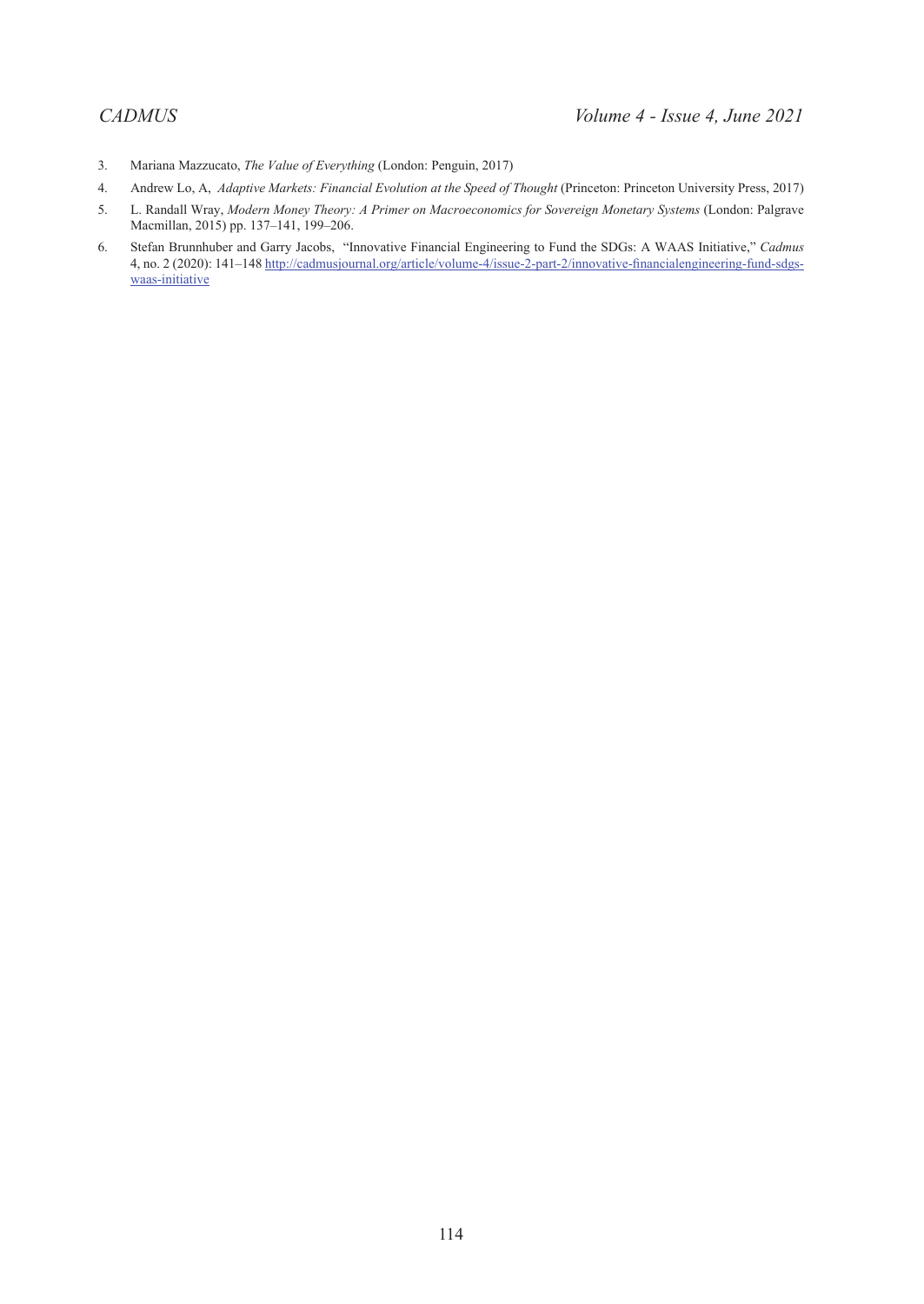3. Mariana Mazzucato, *The Value of Everything* (London: Penguin, 2017)
4. Andrew Lo, A, *Adaptive Markets: Financial Evolution at the Speed of Thought* (Princeton: Princeton University Press, 2017)
5. L. Randall Wray, *Modern Money Theory: A Primer on Macroeconomics for Sovereign Monetary Systems* (London: Palgrave Macmillan, 2015) pp. 137–141, 199–206.
6. Stefan Brunnhuber and Garry Jacobs, "Innovative Financial Engineering to Fund the SDGs: A WAAS Initiative," *Cadmus* 4, no. 2 (2020): 141–148 http://cadmusjournal.org/article/volume-4/issue-2-part-2/innovative-financialengineering-fund-sdgs-waas-initiative